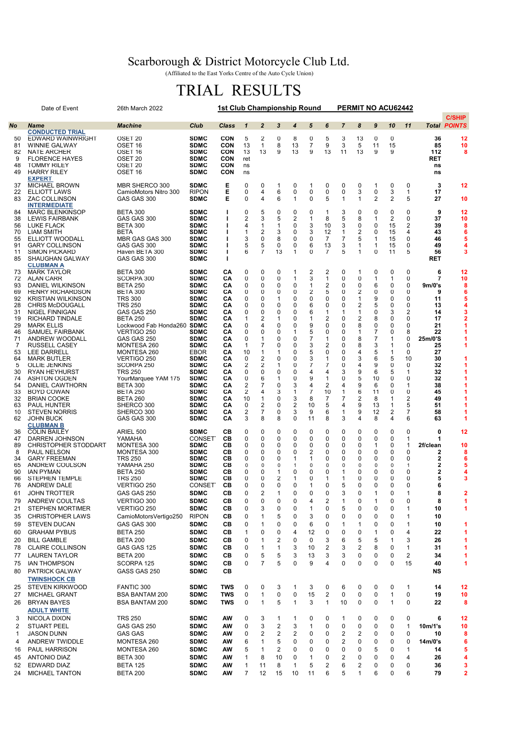# Scarborough & District Motorcycle Club Ltd.

(Affiliated to the East Yorks Centre of the Auto Cycle Union)

# TRIAL RESULTS

Date of Event: 26th March 2022 — **1st Club Championship Round** — **PERMIT NO ACU62442**

| No | Name | Machine | Club | Class | 1 | 2 | 3 | 4 | 5 | 6 | 7 | 8 | 9 | 10 | 11 | Total | C/SHIP POINTS |
|---|---|---|---|---|---|---|---|---|---|---|---|---|---|---|---|---|---|
| | **CONDUCTED TRIAL** | | | | | | | | | | | | | | | | |
| 50 | EDWARD WAINWRIGHT | OSET 20 | SDMC | CON | 5 | 2 | 0 | 8 | 0 | 5 | 3 | 13 | 0 | 0 | | 36 | 12 |
| 81 | WINNIE GALWAY | OSET 16 | SDMC | CON | 13 | 1 | 8 | 13 | 7 | 9 | 3 | 5 | 11 | 15 | | 85 | 10 |
| 82 | NATE ARCHER | OSET 16 | SDMC | CON | 13 | 13 | 9 | 13 | 9 | 13 | 11 | 13 | 9 | 9 | | 112 | 8 |
| 9 | FLORENCE HAYES | OSET 20 | SDMC | CON | ret | | | | | | | | | | | RET | |
| 48 | TOMMY RILEY | OSET 20 | SDMC | CON | ns | | | | | | | | | | | ns | |
| 49 | HARRY RILEY | OSET 16 | SDMC | CON | ns | | | | | | | | | | | ns | |
| | **EXPERT** | | | | | | | | | | | | | | | | |
| 37 | MICHAEL BROWN | MBR SHERCO 300 | SDMC | E | 0 | 0 | 1 | 0 | 1 | 0 | 0 | 0 | 1 | 0 | 0 | 3 | 12 |
| 22 | ELLIOTT LAWS | CamioMotors Nitro 300 | RIPON | E | 0 | 4 | 6 | 0 | 0 | 0 | 0 | 3 | 0 | 3 | 1 | 17 | |
| 83 | ZAC COLLINSON | GAS GAS 300 | SDMC | E | 0 | 4 | 6 | 1 | 0 | 5 | 1 | 1 | 2 | 2 | 5 | 27 | 10 |
| | **INTERMEDIATE** | | | | | | | | | | | | | | | | |
| 84 | MARC BLENKINSOP | BETA 300 | SDMC | I | 0 | 5 | 0 | 0 | 0 | 1 | 3 | 0 | 0 | 0 | 0 | 9 | 12 |
| 38 | LEWIS FAIRBANK | GAS GAS 300 | SDMC | I | 2 | 3 | 5 | 2 | 1 | 8 | 5 | 8 | 1 | 2 | 0 | 37 | 10 |
| 56 | LUKE FLACK | BETA 300 | SDMC | I | 4 | 1 | 1 | 0 | 3 | 10 | 3 | 0 | 0 | 15 | 2 | 39 | 8 |
| 70 | LIAM SMITH | BETA | SDMC | I | 1 | 2 | 3 | 0 | 3 | 12 | 1 | 2 | 0 | 15 | 4 | 43 | 6 |
| 55 | ELLIOTT WOODALL | MBR GAS GAS 300 | SDMC | I | 3 | 0 | 8 | 0 | 0 | 7 | 7 | 5 | 1 | 15 | 0 | 46 | 5 |
| 91 | GARY COLLINSON | GAS GAS 300 | SDMC | I | 5 | 5 | 0 | 0 | 6 | 13 | 3 | 1 | 1 | 15 | 0 | 49 | 4 |
| 11 | SIMON PICKARD | Haven BETA 300 | SDMC | I | 6 | 7 | 13 | 1 | 0 | 7 | 5 | 1 | 0 | 11 | 5 | 56 | 3 |
| 85 | SHAUGHAN GALWAY | GAS GAS 300 | SDMC | I | | | | | | | | | | | | RET | |
| | **CLUBMAN A** | | | | | | | | | | | | | | | | |
| 73 | MARK TAYLOR | BETA 300 | SDMC | CA | 0 | 0 | 0 | 1 | 2 | 2 | 0 | 1 | 0 | 0 | 0 | 6 | 12 |
| 72 | ALAN CARR | SCORPA 300 | SDMC | CA | 0 | 0 | 0 | 1 | 3 | 1 | 0 | 0 | 1 | 1 | 0 | 7 | 10 |
| 93 | DANIEL WILKINSON | BETA 250 | SDMC | CA | 0 | 0 | 0 | 0 | 1 | 2 | 0 | 0 | 6 | 0 | 0 | 9m/0's | 8 |
| 69 | HENRY RICHARDSON | BETA 300 | SDMC | CA | 0 | 0 | 0 | 0 | 2 | 5 | 0 | 2 | 0 | 0 | 0 | 9 | 6 |
| 92 | KRISTIAN WILKINSON | TRS 300 | SDMC | CA | 0 | 0 | 1 | 0 | 0 | 0 | 0 | 1 | 9 | 0 | 0 | 11 | 5 |
| 28 | CHRIS McDOUGALL | TRS 250 | SDMC | CA | 0 | 0 | 0 | 0 | 6 | 0 | 0 | 2 | 5 | 0 | 0 | 13 | 4 |
| 31 | NIGEL FINNIGAN | GAS GAS 250 | SDMC | CA | 0 | 0 | 0 | 0 | 6 | 1 | 1 | 1 | 0 | 3 | 2 | 14 | 3 |
| 19 | RICHARD TINDALE | BETA 250 | SDMC | CA | 1 | 2 | 1 | 0 | 1 | 2 | 0 | 2 | 8 | 0 | 0 | 17 | 2 |
| 29 | MARK ELLIS | Lockwood Fab Honda260 | SDMC | CA | 0 | 4 | 0 | 0 | 9 | 0 | 0 | 8 | 0 | 0 | 0 | 21 | 1 |
| 46 | SAMUEL FAIRBANK | VERTIGO 250 | SDMC | CA | 0 | 0 | 0 | 1 | 5 | 0 | 0 | 1 | 7 | 0 | 8 | 22 | 1 |
| 71 | ANDREW WOODALL | GAS GAS 250 | SDMC | CA | 0 | 1 | 0 | 0 | 7 | 1 | 0 | 8 | 7 | 1 | 0 | 25m/0'S | 1 |
| 7 | RUSSELL CASEY | MONTESA 260 | SDMC | CA | 1 | 7 | 0 | 0 | 3 | 2 | 0 | 8 | 3 | 1 | 0 | 25 | 1 |
| 53 | LEE DARRELL | MONTESA 260 | EBOR | CA | 10 | 1 | 1 | 0 | 5 | 0 | 0 | 4 | 5 | 1 | 0 | 27 | |
| 64 | MARK BUTLER | VERTIGO 250 | SDMC | CA | 0 | 2 | 0 | 0 | 3 | 1 | 0 | 3 | 6 | 5 | 10 | 30 | 1 |
| 5 | OLLIE JENKINS | SCORPA 250 | SDMC | CA | 2 | 2 | 1 | 0 | 7 | 7 | 0 | 4 | 9 | 0 | 0 | 32 | 1 |
| 30 | RYAN HEYHURST | TRS 250 | SDMC | CA | 0 | 0 | 0 | 0 | 4 | 4 | 3 | 9 | 6 | 5 | 1 | 32 | 1 |
| 74 | ASHTON OGDEN | YourMarquee YAM 175 | SDMC | CA | 0 | 6 | 1 | 0 | 9 | 1 | 0 | 5 | 10 | 0 | 0 | 32 | 1 |
| 54 | DANIEL CAWTHORN | BETA 300 | SDMC | CA | 2 | 7 | 0 | 3 | 4 | 2 | 4 | 9 | 6 | 0 | 1 | 38 | 1 |
| 33 | BOYD COWAN | BETA 250 | SDMC | CA | 2 | 4 | 3 | 1 | 7 | 10 | 1 | 6 | 11 | 0 | 0 | 45 | 1 |
| 32 | BRIAN COOKE | BETA 260 | SDMC | CA | 10 | 1 | 0 | 3 | 8 | 7 | 7 | 2 | 8 | 1 | 2 | 49 | 1 |
| 63 | PAUL HUNTER | SHERCO 300 | SDMC | CA | 0 | 2 | 0 | 2 | 10 | 5 | 4 | 9 | 13 | 1 | 5 | 51 | 1 |
| 10 | STEVEN NORRIS | SHERCO 300 | SDMC | CA | 2 | 7 | 0 | 3 | 9 | 6 | 1 | 9 | 12 | 2 | 7 | 58 | 1 |
| 62 | JOHN BUCK | GAS GAS 300 | SDMC | CA | 3 | 8 | 8 | 0 | 11 | 8 | 3 | 4 | 8 | 4 | 6 | 63 | 1 |
| | **CLUBMAN B** | | | | | | | | | | | | | | | | |
| 36 | COLIN BAILEY | ARIEL 500 | SDMC | CB | 0 | 0 | 0 | 0 | 0 | 0 | 0 | 0 | 0 | 0 | 0 | 0 | 12 |
| 47 | DARREN JOHNSON | YAMAHA | CONSETT | CB | 0 | 0 | 0 | 0 | 0 | 0 | 0 | 0 | 0 | 0 | 1 | 1 | |
| 89 | CHRISTOPHER STODDART | MONTESA 300 | SDMC | CB | 0 | 0 | 0 | 0 | 0 | 0 | 0 | 0 | 1 | 0 | 1 | 2f/clean | 10 |
| 8 | PAUL NELSON | MONTESA 300 | SDMC | CB | 0 | 0 | 0 | 0 | 2 | 0 | 0 | 0 | 0 | 0 | 0 | 2 | 8 |
| 34 | GARY FREEMAN | TRS 250 | SDMC | CB | 0 | 0 | 0 | 1 | 1 | 0 | 0 | 0 | 0 | 0 | 0 | 2 | 6 |
| 65 | ANDREW COULSON | YAMAHA 250 | SDMC | CB | 0 | 0 | 0 | 1 | 0 | 0 | 0 | 0 | 0 | 0 | 1 | 2 | 5 |
| 90 | IAN PYMAN | BETA 250 | SDMC | CB | 0 | 0 | 1 | 0 | 0 | 0 | 1 | 0 | 0 | 0 | 0 | 2 | 4 |
| 66 | STEPHEN TEMPLE | TRS 250 | SDMC | CB | 0 | 0 | 2 | 1 | 0 | 1 | 1 | 0 | 0 | 0 | 0 | 5 | 3 |
| 76 | ANDREW DALE | VERTIGO 250 | CONSETT | CB | 0 | 0 | 0 | 0 | 1 | 0 | 5 | 0 | 0 | 0 | 0 | 6 | |
| 61 | JOHN TROTTER | GAS GAS 250 | SDMC | CB | 0 | 2 | 1 | 0 | 0 | 0 | 3 | 0 | 1 | 0 | 1 | 8 | 2 |
| 79 | ANDREW COULTAS | VERTIGO 300 | SDMC | CB | 0 | 0 | 0 | 0 | 4 | 2 | 1 | 0 | 1 | 0 | 0 | 8 | 1 |
| 21 | STEPHEN MORTIMER | VERTIGO 250 | SDMC | CB | 0 | 3 | 0 | 0 | 1 | 0 | 5 | 0 | 0 | 0 | 1 | 10 | 1 |
| 35 | CHRISTOPHER LAWS | CamioMotorsVertigo250 | RIPON | CB | 0 | 1 | 5 | 0 | 3 | 0 | 0 | 0 | 0 | 0 | 1 | 10 | |
| 59 | STEVEN DUCAN | GAS GAS 300 | SDMC | CB | 0 | 1 | 0 | 0 | 6 | 0 | 1 | 1 | 0 | 0 | 1 | 10 | 1 |
| 60 | GRAHAM PYBUS | BETA 250 | SDMC | CB | 1 | 0 | 0 | 4 | 12 | 0 | 0 | 0 | 1 | 0 | 4 | 22 | 1 |
| 20 | BILL GAMBLE | BETA 200 | SDMC | CB | 0 | 1 | 2 | 0 | 0 | 3 | 6 | 5 | 5 | 1 | 3 | 26 | 1 |
| 78 | CLAIRE COLLINSON | GAS GAS 125 | SDMC | CB | 0 | 1 | 1 | 3 | 10 | 2 | 3 | 2 | 8 | 0 | 1 | 31 | 1 |
| 77 | LAUREN TAYLOR | BETA 200 | SDMC | CB | 0 | 5 | 5 | 3 | 13 | 3 | 3 | 0 | 0 | 0 | 2 | 34 | 1 |
| 75 | IAN THOMPSON | SCORPA 125 | SDMC | CB | 0 | 7 | 5 | 0 | 9 | 4 | 0 | 0 | 0 | 0 | 15 | 40 | 1 |
| 80 | PATRICK GALWAY | GASS GAS 250 | SDMC | CB | | | | | | | | | | | | NS | |
| | **TWINSHOCK CB** | | | | | | | | | | | | | | | | |
| 25 | STEVEN KIRKWOOD | FANTIC 300 | SDMC | TWS | 0 | 0 | 3 | 1 | 3 | 0 | 6 | 0 | 0 | 0 | 1 | 14 | 12 |
| 27 | MICHAEL GRANT | BSA BANTAM 200 | SDMC | TWS | 0 | 1 | 0 | 0 | 15 | 2 | 0 | 0 | 0 | 1 | 0 | 19 | 10 |
| 26 | BRYAN BAYES | BSA BANTAM 200 | SDMC | TWS | 0 | 1 | 5 | 1 | 3 | 1 | 10 | 0 | 0 | 1 | 0 | 22 | 8 |
| | **ADULT WHITE** | | | | | | | | | | | | | | | | |
| 3 | NICOLA DIXON | TRS 250 | SDMC | AW | 0 | 3 | 1 | 1 | 0 | 0 | 1 | 0 | 0 | 0 | 0 | 6 | 12 |
| 2 | STUART PEEL | GAS GAS 250 | SDMC | AW | 0 | 3 | 2 | 3 | 1 | 0 | 0 | 0 | 0 | 0 | 1 | 10m/1's | 10 |
| 1 | JASON DUNN | GAS GAS | SDMC | AW | 0 | 2 | 2 | 2 | 0 | 0 | 2 | 2 | 0 | 0 | 0 | 10 | 8 |
| 4 | ANDREW TWIDDLE | MONTESA 260 | SDMC | AW | 6 | 1 | 5 | 0 | 0 | 0 | 2 | 0 | 0 | 0 | 0 | 14m/0's | 6 |
| 16 | PAUL HARRISON | MONTESA 260 | SDMC | AW | 5 | 1 | 2 | 0 | 0 | 0 | 0 | 0 | 5 | 0 | 1 | 14 | 5 |
| 45 | ANTONIO DIAZ | BETA 300 | SDMC | AW | 1 | 8 | 10 | 0 | 1 | 0 | 2 | 0 | 0 | 0 | 4 | 26 | 4 |
| 52 | EDWARD DIAZ | BETA 125 | SDMC | AW | 1 | 11 | 8 | 1 | 5 | 2 | 6 | 2 | 0 | 0 | 0 | 36 | 3 |
| 24 | MICHAEL TANTON | BETA 200 | SDMC | AW | 7 | 12 | 15 | 10 | 11 | 6 | 5 | 1 | 6 | 0 | 6 | 79 | 2 |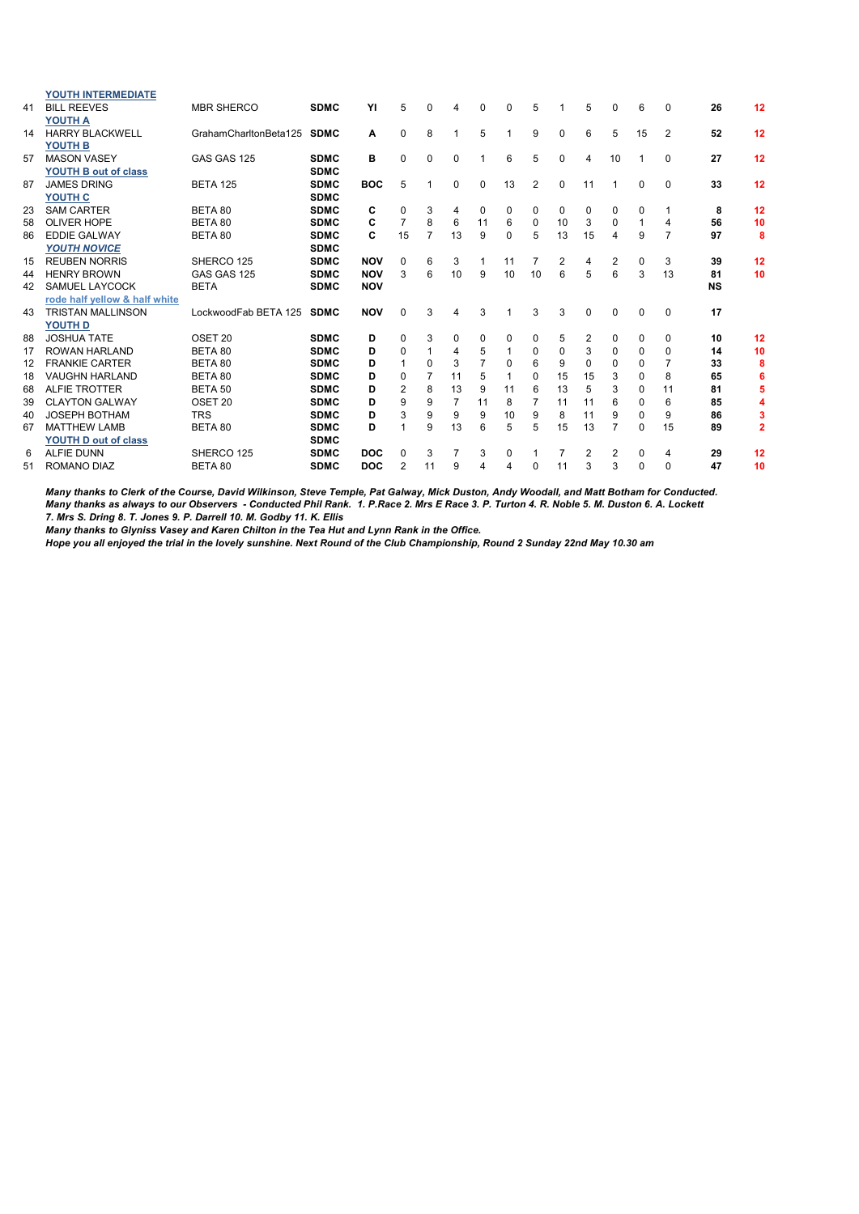| | | | | | | | | | | | | | | | | | | |
|---|---|---|---|---|---|---|---|---|---|---|---|---|---|---|---|---|---|---|
| | **YOUTH INTERMEDIATE** | | | | | | | | | | | | | | | | | |
| 41 | BILL REEVES | MBR SHERCO | **SDMC** | **YI** | 5 | 0 | 4 | 0 | 0 | 5 | 1 | 5 | 0 | 6 | 0 | | **26** | **12** |
| | **YOUTH A** | | | | | | | | | | | | | | | | | |
| 14 | HARRY BLACKWELL | GrahamCharltonBeta125 | **SDMC** | **A** | 0 | 8 | 1 | 5 | 1 | 9 | 0 | 6 | 5 | 15 | 2 | | **52** | **12** |
| | **YOUTH B** | | | | | | | | | | | | | | | | | |
| 57 | MASON VASEY | GAS GAS 125 | **SDMC** | **B** | 0 | 0 | 0 | 1 | 6 | 5 | 0 | 4 | 10 | 1 | 0 | | **27** | **12** |
| | **YOUTH B out of class** | | **SDMC** | | | | | | | | | | | | | | | |
| 87 | JAMES DRING | BETA 125 | **SDMC** | **BOC** | 5 | 1 | 0 | 0 | 13 | 2 | 0 | 11 | 1 | 0 | 0 | | **33** | **12** |
| | **YOUTH C** | | **SDMC** | | | | | | | | | | | | | | | |
| 23 | SAM CARTER | BETA 80 | **SDMC** | **C** | 0 | 3 | 4 | 0 | 0 | 0 | 0 | 0 | 0 | 0 | 1 | | **8** | **12** |
| 58 | OLIVER HOPE | BETA 80 | **SDMC** | **C** | 7 | 8 | 6 | 11 | 6 | 0 | 10 | 3 | 0 | 1 | 4 | | **56** | **10** |
| 86 | EDDIE GALWAY | BETA 80 | **SDMC** | **C** | 15 | 7 | 13 | 9 | 0 | 5 | 13 | 15 | 4 | 9 | 7 | | **97** | **8** |
| | ***YOUTH NOVICE*** | | **SDMC** | | | | | | | | | | | | | | | |
| 15 | REUBEN NORRIS | SHERCO 125 | **SDMC** | **NOV** | 0 | 6 | 3 | 1 | 11 | 7 | 2 | 4 | 2 | 0 | 3 | | **39** | **12** |
| 44 | HENRY BROWN | GAS GAS 125 | **SDMC** | **NOV** | 3 | 6 | 10 | 9 | 10 | 10 | 6 | 5 | 6 | 3 | 13 | | **81** | **10** |
| 42 | SAMUEL LAYCOCK | BETA | **SDMC** | **NOV** | | | | | | | | | | | | | **NS** | |
| | **rode half yellow & half white** | | | | | | | | | | | | | | | | | |
| 43 | TRISTAN MALLINSON | LockwoodFab BETA 125 | **SDMC** | **NOV** | 0 | 3 | 4 | 3 | 1 | 3 | 3 | 0 | 0 | 0 | 0 | | **17** | |
| | **YOUTH D** | | | | | | | | | | | | | | | | | |
| 88 | JOSHUA TATE | OSET 20 | **SDMC** | **D** | 0 | 3 | 0 | 0 | 0 | 0 | 5 | 2 | 0 | 0 | 0 | | **10** | **12** |
| 17 | ROWAN HARLAND | BETA 80 | **SDMC** | **D** | 0 | 1 | 4 | 5 | 1 | 0 | 0 | 3 | 0 | 0 | 0 | | **14** | **10** |
| 12 | FRANKIE CARTER | BETA 80 | **SDMC** | **D** | 1 | 0 | 3 | 7 | 0 | 6 | 9 | 0 | 0 | 0 | 7 | | **33** | **8** |
| 18 | VAUGHN HARLAND | BETA 80 | **SDMC** | **D** | 0 | 7 | 11 | 5 | 1 | 0 | 15 | 15 | 3 | 0 | 8 | | **65** | **6** |
| 68 | ALFIE TROTTER | BETA 50 | **SDMC** | **D** | 2 | 8 | 13 | 9 | 11 | 6 | 13 | 5 | 3 | 0 | 11 | | **81** | **5** |
| 39 | CLAYTON GALWAY | OSET 20 | **SDMC** | **D** | 9 | 9 | 7 | 11 | 8 | 7 | 11 | 11 | 6 | 0 | 6 | | **85** | **4** |
| 40 | JOSEPH BOTHAM | TRS | **SDMC** | **D** | 3 | 9 | 9 | 9 | 10 | 9 | 8 | 11 | 9 | 0 | 9 | | **86** | **3** |
| 67 | MATTHEW LAMB | BETA 80 | **SDMC** | **D** | 1 | 9 | 13 | 6 | 5 | 5 | 15 | 13 | 7 | 0 | 15 | | **89** | **2** |
| | **YOUTH D out of class** | | **SDMC** | | | | | | | | | | | | | | | |
| 6 | ALFIE DUNN | SHERCO 125 | **SDMC** | **DOC** | 0 | 3 | 7 | 3 | 0 | 1 | 7 | 2 | 2 | 0 | 4 | | **29** | **12** |
| 51 | ROMANO DIAZ | BETA 80 | **SDMC** | **DOC** | 2 | 11 | 9 | 4 | 4 | 0 | 11 | 3 | 3 | 0 | 0 | | **47** | **10** |

***Many thanks to Clerk of the Course, David Wilkinson, Steve Temple, Pat Galway, Mick Duston, Andy Woodall, and Matt Botham for Conducted.***
***Many thanks as always to our Observers - Conducted Phil Rank. 1. P.Race 2. Mrs E Race 3. P. Turton 4. R. Noble 5. M. Duston 6. A. Lockett 7. Mrs S. Dring 8. T. Jones 9. P. Darrell 10. M. Godby 11. K. Ellis***
***Many thanks to Glyniss Vasey and Karen Chilton in the Tea Hut and Lynn Rank in the Office.***
***Hope you all enjoyed the trial in the lovely sunshine. Next Round of the Club Championship, Round 2 Sunday 22nd May 10.30 am***